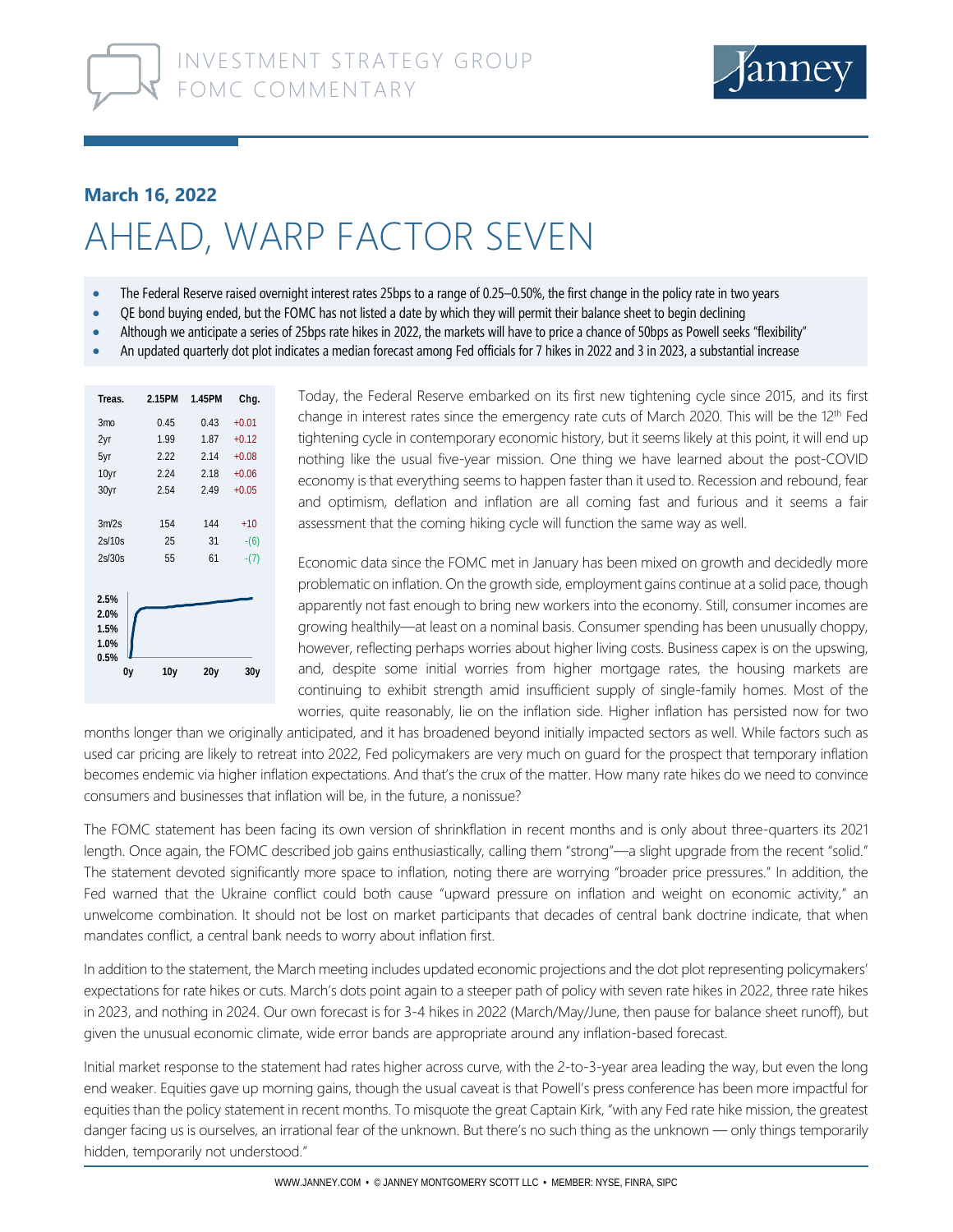INVESTMENT STRATEGY GROUP
FOMC COMMENTARY

**March 16, 2022**

# AHEAD, WARP FACTOR SEVEN

- The Federal Reserve raised overnight interest rates 25bps to a range of 0.25–0.50%, the first change in the policy rate in two years
- QE bond buying ended, but the FOMC has not listed a date by which they will permit their balance sheet to begin declining
- Although we anticipate a series of 25bps rate hikes in 2022, the markets will have to price a chance of 50bps as Powell seeks "flexibility"
- An updated quarterly dot plot indicates a median forecast among Fed officials for 7 hikes in 2022 and 3 in 2023, a substantial increase

| Treas. | 2.15PM | 1.45PM | Chg. |
|---|---|---|---|
| 3mo | 0.45 | 0.43 | +0.01 |
| 2yr | 1.99 | 1.87 | +0.12 |
| 5yr | 2.22 | 2.14 | +0.08 |
| 10yr | 2.24 | 2.18 | +0.06 |
| 30yr | 2.54 | 2.49 | +0.05 |
| 3m/2s | 154 | 144 | +10 |
| 2s/10s | 25 | 31 | -(6) |
| 2s/30s | 55 | 61 | -(7) |

Today, the Federal Reserve embarked on its first new tightening cycle since 2015, and its first change in interest rates since the emergency rate cuts of March 2020. This will be the 12th Fed tightening cycle in contemporary economic history, but it seems likely at this point, it will end up nothing like the usual five-year mission. One thing we have learned about the post-COVID economy is that everything seems to happen faster than it used to. Recession and rebound, fear and optimism, deflation and inflation are all coming fast and furious and it seems a fair assessment that the coming hiking cycle will function the same way as well.

Economic data since the FOMC met in January has been mixed on growth and decidedly more problematic on inflation. On the growth side, employment gains continue at a solid pace, though apparently not fast enough to bring new workers into the economy. Still, consumer incomes are growing healthily—at least on a nominal basis. Consumer spending has been unusually choppy, however, reflecting perhaps worries about higher living costs. Business capex is on the upswing, and, despite some initial worries from higher mortgage rates, the housing markets are continuing to exhibit strength amid insufficient supply of single-family homes. Most of the worries, quite reasonably, lie on the inflation side. Higher inflation has persisted now for two months longer than we originally anticipated, and it has broadened beyond initially impacted sectors as well. While factors such as used car pricing are likely to retreat into 2022, Fed policymakers are very much on guard for the prospect that temporary inflation becomes endemic via higher inflation expectations. And that's the crux of the matter. How many rate hikes do we need to convince consumers and businesses that inflation will be, in the future, a nonissue?

The FOMC statement has been facing its own version of shrinkflation in recent months and is only about three-quarters its 2021 length. Once again, the FOMC described job gains enthusiastically, calling them "strong"—a slight upgrade from the recent "solid." The statement devoted significantly more space to inflation, noting there are worrying "broader price pressures." In addition, the Fed warned that the Ukraine conflict could both cause "upward pressure on inflation and weight on economic activity," an unwelcome combination. It should not be lost on market participants that decades of central bank doctrine indicate, that when mandates conflict, a central bank needs to worry about inflation first.

In addition to the statement, the March meeting includes updated economic projections and the dot plot representing policymakers' expectations for rate hikes or cuts. March's dots point again to a steeper path of policy with seven rate hikes in 2022, three rate hikes in 2023, and nothing in 2024. Our own forecast is for 3-4 hikes in 2022 (March/May/June, then pause for balance sheet runoff), but given the unusual economic climate, wide error bands are appropriate around any inflation-based forecast.

Initial market response to the statement had rates higher across curve, with the 2-to-3-year area leading the way, but even the long end weaker. Equities gave up morning gains, though the usual caveat is that Powell's press conference has been more impactful for equities than the policy statement in recent months. To misquote the great Captain Kirk, "with any Fed rate hike mission, the greatest danger facing us is ourselves, an irrational fear of the unknown. But there's no such thing as the unknown — only things temporarily hidden, temporarily not understood."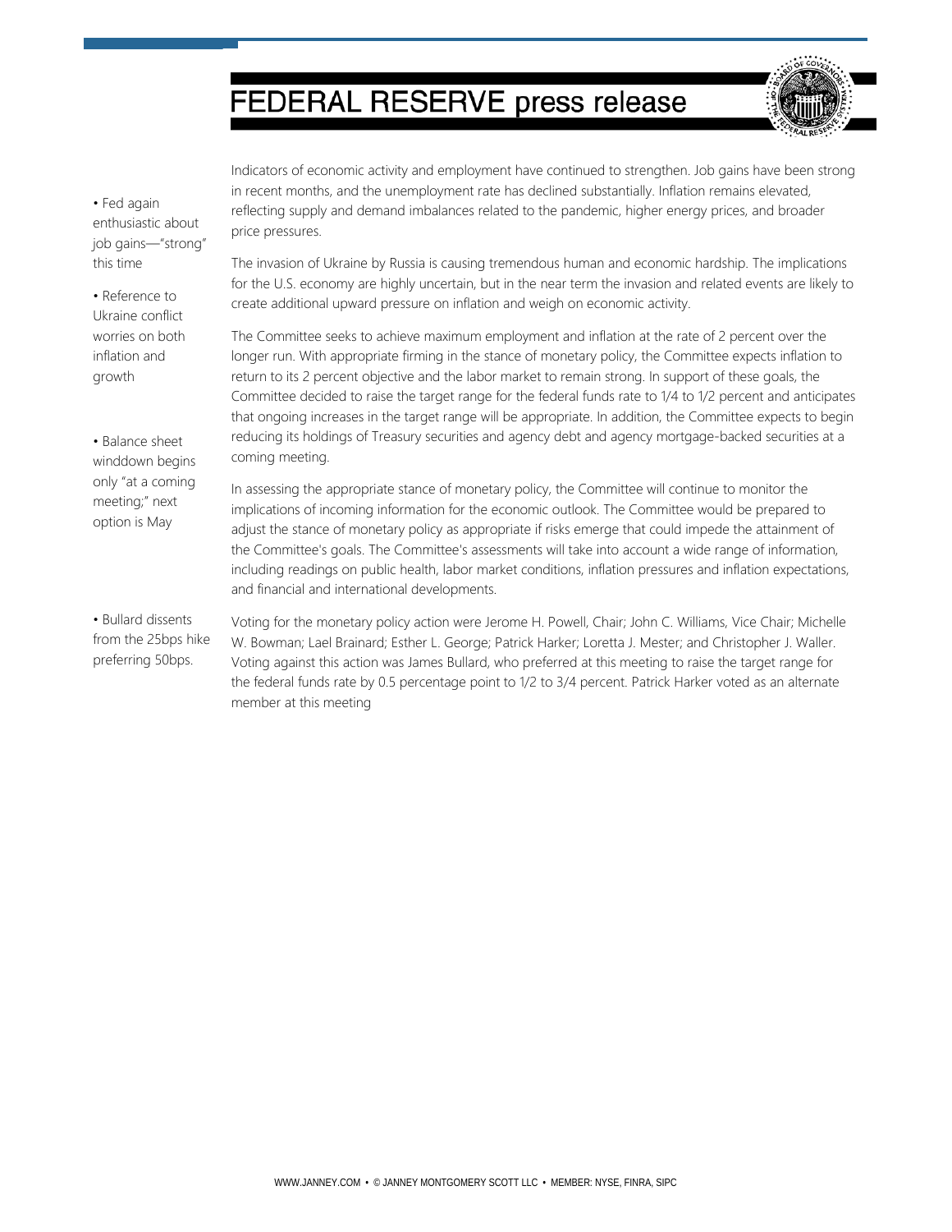# FEDERAL RESERVE press release

• Fed again enthusiastic about job gains—"strong" this time

Indicators of economic activity and employment have continued to strengthen. Job gains have been strong in recent months, and the unemployment rate has declined substantially. Inflation remains elevated, reflecting supply and demand imbalances related to the pandemic, higher energy prices, and broader price pressures.

• Reference to Ukraine conflict worries on both inflation and growth

The invasion of Ukraine by Russia is causing tremendous human and economic hardship. The implications for the U.S. economy are highly uncertain, but in the near term the invasion and related events are likely to create additional upward pressure on inflation and weigh on economic activity.

• Balance sheet winddown begins only "at a coming meeting;" next option is May

The Committee seeks to achieve maximum employment and inflation at the rate of 2 percent over the longer run. With appropriate firming in the stance of monetary policy, the Committee expects inflation to return to its 2 percent objective and the labor market to remain strong. In support of these goals, the Committee decided to raise the target range for the federal funds rate to 1/4 to 1/2 percent and anticipates that ongoing increases in the target range will be appropriate. In addition, the Committee expects to begin reducing its holdings of Treasury securities and agency debt and agency mortgage-backed securities at a coming meeting.

In assessing the appropriate stance of monetary policy, the Committee will continue to monitor the implications of incoming information for the economic outlook. The Committee would be prepared to adjust the stance of monetary policy as appropriate if risks emerge that could impede the attainment of the Committee's goals. The Committee's assessments will take into account a wide range of information, including readings on public health, labor market conditions, inflation pressures and inflation expectations, and financial and international developments.

• Bullard dissents from the 25bps hike preferring 50bps.

Voting for the monetary policy action were Jerome H. Powell, Chair; John C. Williams, Vice Chair; Michelle W. Bowman; Lael Brainard; Esther L. George; Patrick Harker; Loretta J. Mester; and Christopher J. Waller. Voting against this action was James Bullard, who preferred at this meeting to raise the target range for the federal funds rate by 0.5 percentage point to 1/2 to 3/4 percent. Patrick Harker voted as an alternate member at this meeting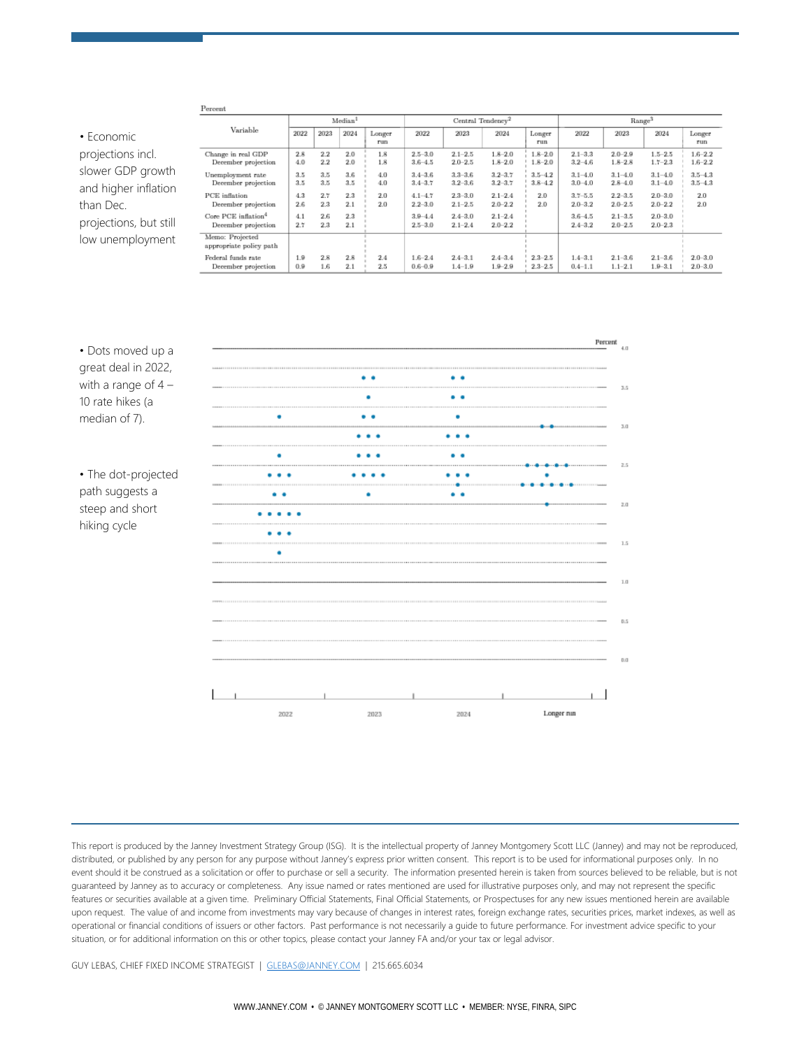• Economic projections incl. slower GDP growth and higher inflation than Dec. projections, but still low unemployment

Percent

| Variable | Median[1] | | | | Central Tendency[2] | | | | Range[3] | | | |
|---|---|---|---|---|---|---|---|---|---|---|---|---|
| | 2022 | 2023 | 2024 | Longer run | 2022 | 2023 | 2024 | Longer run | 2022 | 2023 | 2024 | Longer run |
| Change in real GDP | 2.8 | 2.2 | 2.0 | 1.8 | 2.5–3.0 | 2.1–2.5 | 1.8–2.0 | 1.8–2.0 | 2.1–3.3 | 2.0–2.9 | 1.5–2.5 | 1.6–2.2 |
| December projection | 4.0 | 2.2 | 2.0 | 1.8 | 3.6–4.5 | 2.0–2.5 | 1.8–2.0 | 1.8–2.0 | 3.2–4.6 | 1.8–2.8 | 1.7–2.3 | 1.6–2.2 |
| Unemployment rate | 3.5 | 3.5 | 3.6 | 4.0 | 3.4–3.6 | 3.3–3.6 | 3.2–3.7 | 3.5–4.2 | 3.1–4.0 | 3.1–4.0 | 3.1–4.0 | 3.5–4.3 |
| December projection | 3.5 | 3.5 | 3.5 | 4.0 | 3.4–3.7 | 3.2–3.6 | 3.2–3.7 | 3.8–4.2 | 3.0–4.0 | 2.8–4.0 | 3.1–4.0 | 3.5–4.3 |
| PCE inflation | 4.3 | 2.7 | 2.3 | 2.0 | 4.1–4.7 | 2.3–3.0 | 2.1–2.4 | 2.0 | 3.7–5.5 | 2.2–3.5 | 2.0–3.0 | 2.0 |
| December projection | 2.6 | 2.3 | 2.1 | 2.0 | 2.2–3.0 | 2.1–2.5 | 2.0–2.2 | 2.0 | 2.0–3.2 | 2.0–2.5 | 2.0–2.2 | 2.0 |
| Core PCE inflation[4] | 4.1 | 2.6 | 2.3 | | 3.9–4.4 | 2.4–3.0 | 2.1–2.4 | | 3.6–4.5 | 2.1–3.5 | 2.0–3.0 | |
| December projection | 2.7 | 2.3 | 2.1 | | 2.5–3.0 | 2.1–2.4 | 2.0–2.2 | | 2.4–3.2 | 2.0–2.5 | 2.0–2.3 | |
| Memo: Projected appropriate policy path | | | | | | | | | | | | |
| Federal funds rate | 1.9 | 2.8 | 2.8 | 2.4 | 1.6–2.4 | 2.4–3.1 | 2.4–3.4 | 2.3–2.5 | 1.4–3.1 | 2.1–3.6 | 2.1–3.6 | 2.0–3.0 |
| December projection | 0.9 | 1.6 | 2.1 | 2.5 | 0.6–0.9 | 1.4–1.9 | 1.9–2.9 | 2.3–2.5 | 0.4–1.1 | 1.1–2.1 | 1.9–3.1 | 2.0–3.0 |

• Dots moved up a great deal in 2022, with a range of 4 – 10 rate hikes (a median of 7).

• The dot-projected path suggests a steep and short hiking cycle

Percent

4.0

3.5

3.0

2.5

2.0

1.5

1.0

0.5

0.0

2022

2023

2024

Longer run

This report is produced by the Janney Investment Strategy Group (ISG). It is the intellectual property of Janney Montgomery Scott LLC (Janney) and may not be reproduced, distributed, or published by any person for any purpose without Janney's express prior written consent. This report is to be used for informational purposes only. In no event should it be construed as a solicitation or offer to purchase or sell a security. The information presented herein is taken from sources believed to be reliable, but is not guaranteed by Janney as to accuracy or completeness. Any issue named or rates mentioned are used for illustrative purposes only, and may not represent the specific features or securities available at a given time. Preliminary Official Statements, Final Official Statements, or Prospectuses for any new issues mentioned herein are available upon request. The value of and income from investments may vary because of changes in interest rates, foreign exchange rates, securities prices, market indexes, as well as operational or financial conditions of issuers or other factors. Past performance is not necessarily a guide to future performance. For investment advice specific to your situation, or for additional information on this or other topics, please contact your Janney FA and/or your tax or legal advisor.

GUY LEBAS, CHIEF FIXED INCOME STRATEGIST | GLEBAS@JANNEY.COM | 215.665.6034

WWW.JANNEY.COM • © JANNEY MONTGOMERY SCOTT LLC • MEMBER: NYSE, FINRA, SIPC